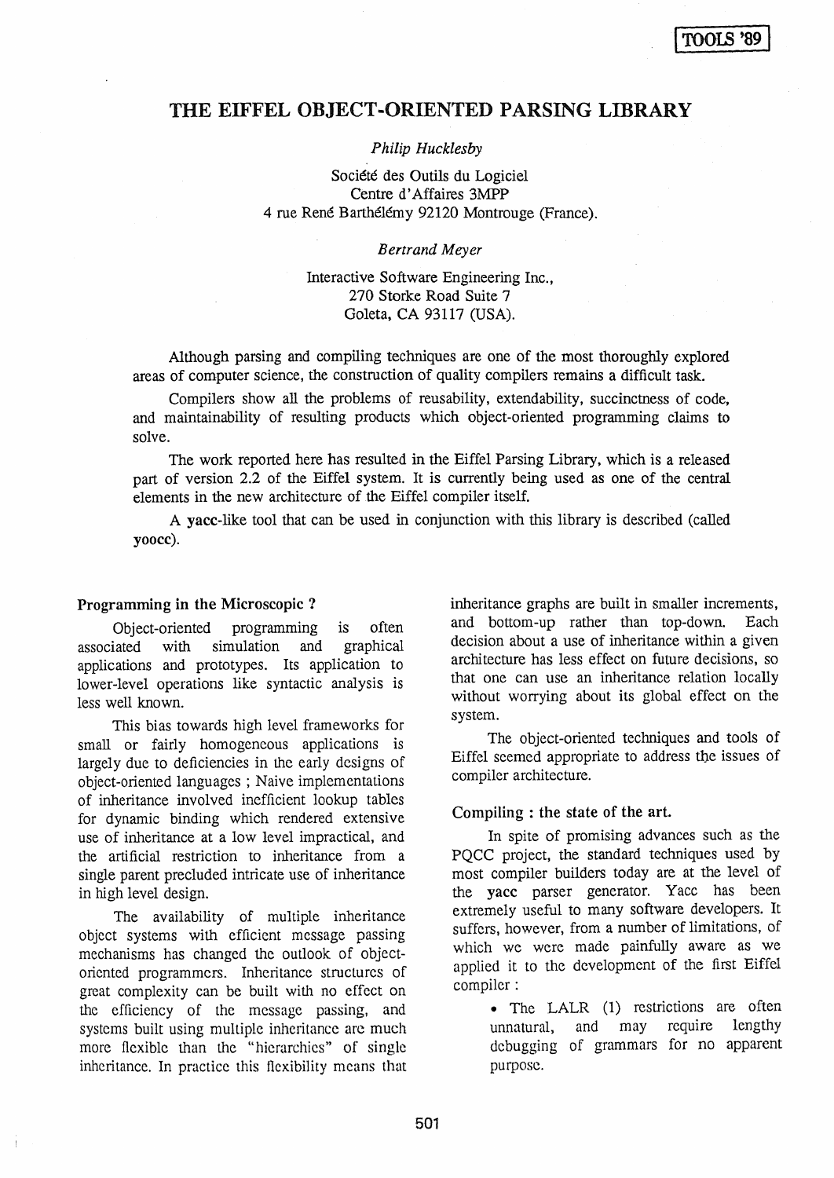# THE EIFFEL OBJECT-ORIENTED PARSING LIBRARY

*Philip Hucklesby*

Société des Outils du Logiciel
Centre d'Affaires 3MPP
4 rue René Barthélémy 92120 Montrouge (France).

*Bertrand Meyer*

Interactive Software Engineering Inc.,
270 Storke Road Suite 7
Goleta, CA 93117 (USA).

Although parsing and compiling techniques are one of the most thoroughly explored areas of computer science, the construction of quality compilers remains a difficult task.

Compilers show all the problems of reusability, extendability, succinctness of code, and maintainability of resulting products which object-oriented programming claims to solve.

The work reported here has resulted in the Eiffel Parsing Library, which is a released part of version 2.2 of the Eiffel system. It is currently being used as one of the central elements in the new architecture of the Eiffel compiler itself.

A **yacc**-like tool that can be used in conjunction with this library is described (called **yoocc**).

## Programming in the Microscopic ?

Object-oriented programming is often associated with simulation and graphical applications and prototypes. Its application to lower-level operations like syntactic analysis is less well known.

This bias towards high level frameworks for small or fairly homogeneous applications is largely due to deficiencies in the early designs of object-oriented languages ; Naive implementations of inheritance involved inefficient lookup tables for dynamic binding which rendered extensive use of inheritance at a low level impractical, and the artificial restriction to inheritance from a single parent precluded intricate use of inheritance in high level design.

The availability of multiple inheritance object systems with efficient message passing mechanisms has changed the outlook of object-oriented programmers. Inheritance structures of great complexity can be built with no effect on the efficiency of the message passing, and systems built using multiple inheritance are much more flexible than the "hierarchies" of single inheritance. In practice this flexibility means that inheritance graphs are built in smaller increments, and bottom-up rather than top-down. Each decision about a use of inheritance within a given architecture has less effect on future decisions, so that one can use an inheritance relation locally without worrying about its global effect on the system.

The object-oriented techniques and tools of Eiffel seemed appropriate to address the issues of compiler architecture.

## Compiling : the state of the art.

In spite of promising advances such as the PQCC project, the standard techniques used by most compiler builders today are at the level of the **yacc** parser generator. Yacc has been extremely useful to many software developers. It suffers, however, from a number of limitations, of which we were made painfully aware as we applied it to the development of the first Eiffel compiler :

- The LALR (1) restrictions are often unnatural, and may require lengthy debugging of grammars for no apparent purpose.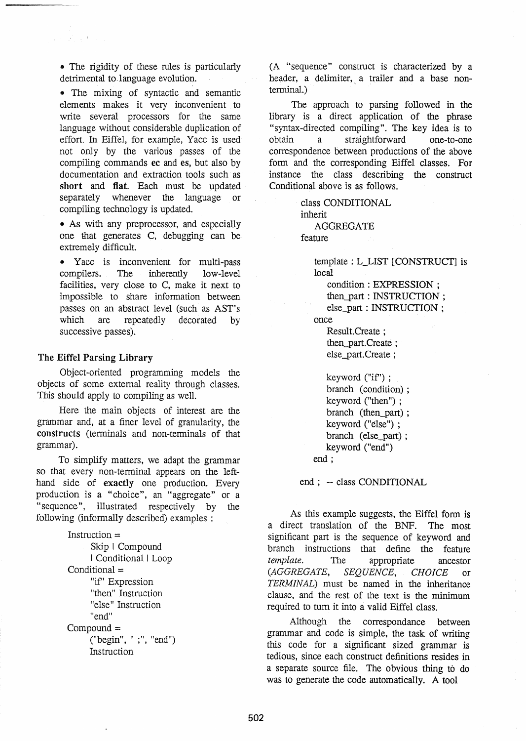- The rigidity of these rules is particularly detrimental to language evolution.
- The mixing of syntactic and semantic elements makes it very inconvenient to write several processors for the same language without considerable duplication of effort. In Eiffel, for example, Yacc is used not only by the various passes of the compiling commands **ec** and **es**, but also by documentation and extraction tools such as **short** and **flat**. Each must be updated separately whenever the language or compiling technology is updated.
- As with any preprocessor, and especially one that generates C, debugging can be extremely difficult.
- Yacc is inconvenient for multi-pass compilers. The inherently low-level facilities, very close to C, make it next to impossible to share information between passes on an abstract level (such as AST's which are repeatedly decorated by successive passes).

### The Eiffel Parsing Library

Object-oriented programming models the objects of some external reality through classes. This should apply to compiling as well.

Here the main objects of interest are the grammar and, at a finer level of granularity, the **constructs** (terminals and non-terminals of that grammar).

To simplify matters, we adapt the grammar so that every non-terminal appears on the left-hand side of **exactly** one production. Every production is a "choice", an "aggregate" or a "sequence", illustrated respectively by the following (informally described) examples :

```
Instruction =
      Skip | Compound
      | Conditional | Loop
Conditional =
      "if" Expression
      "then" Instruction
      "else" Instruction
      "end"
Compound =
      ("begin", " ;", "end")
      Instruction
```

(A "sequence" construct is characterized by a header, a delimiter, a trailer and a base non-terminal.)

The approach to parsing followed in the library is a direct application of the phrase "syntax-directed compiling". The key idea is to obtain a straightforward one-to-one correspondence between productions of the above form and the corresponding Eiffel classes. For instance the class describing the construct Conditional above is as follows.

```
class CONDITIONAL
inherit
   AGGREGATE
feature

   template : L_LIST [CONSTRUCT] is
   local
      condition : EXPRESSION ;
      then_part : INSTRUCTION ;
      else_part : INSTRUCTION ;
   once
      Result.Create ;
      then_part.Create ;
      else_part.Create ;

      keyword ("if") ;
      branch  (condition) ;
      keyword ("then") ;
      branch  (then_part) ;
      keyword ("else") ;
      branch  (else_part) ;
      keyword ("end")
   end ;

end ; -- class CONDITIONAL
```

As this example suggests, the Eiffel form is a direct translation of the BNF. The most significant part is the sequence of keyword and branch instructions that define the feature *template*. The appropriate ancestor (*AGGREGATE*, *SEQUENCE*, *CHOICE* or *TERMINAL*) must be named in the inheritance clause, and the rest of the text is the minimum required to turn it into a valid Eiffel class.

Although the correspondance between grammar and code is simple, the task of writing this code for a significant sized grammar is tedious, since each construct definitions resides in a separate source file. The obvious thing to do was to generate the code automatically. A tool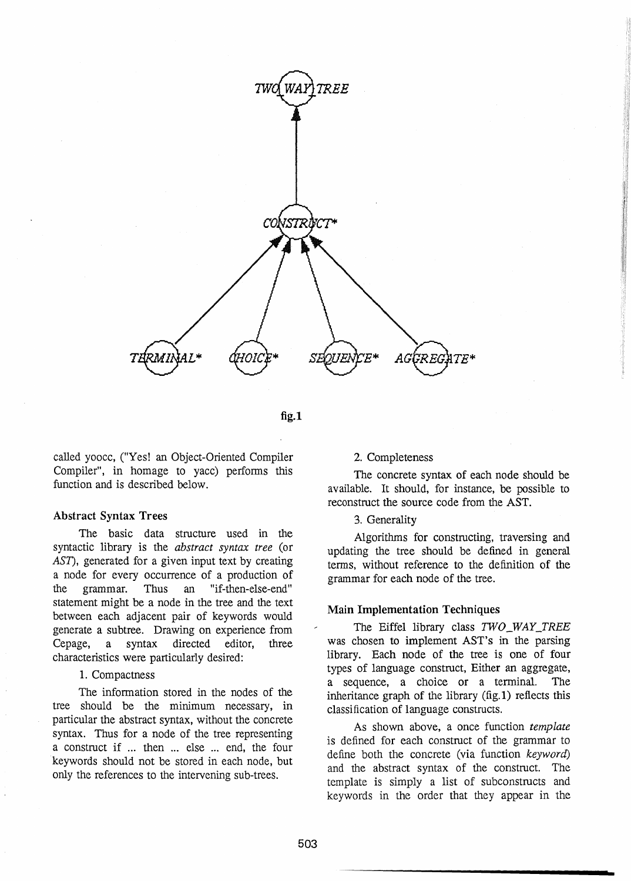fig.1

called yoocc, ("Yes! an Object-Oriented Compiler Compiler", in homage to yacc) performs this function and is described below.

### Abstract Syntax Trees

The basic data structure used in the syntactic library is the *abstract syntax tree* (or *AST*), generated for a given input text by creating a node for every occurrence of a production of the grammar. Thus an "if-then-else-end" statement might be a node in the tree and the text between each adjacent pair of keywords would generate a subtree. Drawing on experience from Cepage, a syntax directed editor, three characteristics were particularly desired:

1. Compactness

The information stored in the nodes of the tree should be the minimum necessary, in particular the abstract syntax, without the concrete syntax. Thus for a node of the tree representing a construct if ... then ... else ... end, the four keywords should not be stored in each node, but only the references to the intervening sub-trees.

2. Completeness

The concrete syntax of each node should be available. It should, for instance, be possible to reconstruct the source code from the AST.

3. Generality

Algorithms for constructing, traversing and updating the tree should be defined in general terms, without reference to the definition of the grammar for each node of the tree.

### Main Implementation Techniques

The Eiffel library class *TWO_WAY_TREE* was chosen to implement AST's in the parsing library. Each node of the tree is one of four types of language construct, Either an aggregate, a sequence, a choice or a terminal. The inheritance graph of the library (fig.1) reflects this classification of language constructs.

As shown above, a once function *template* is defined for each construct of the grammar to define both the concrete (via function *keyword*) and the abstract syntax of the construct. The template is simply a list of subconstructs and keywords in the order that they appear in the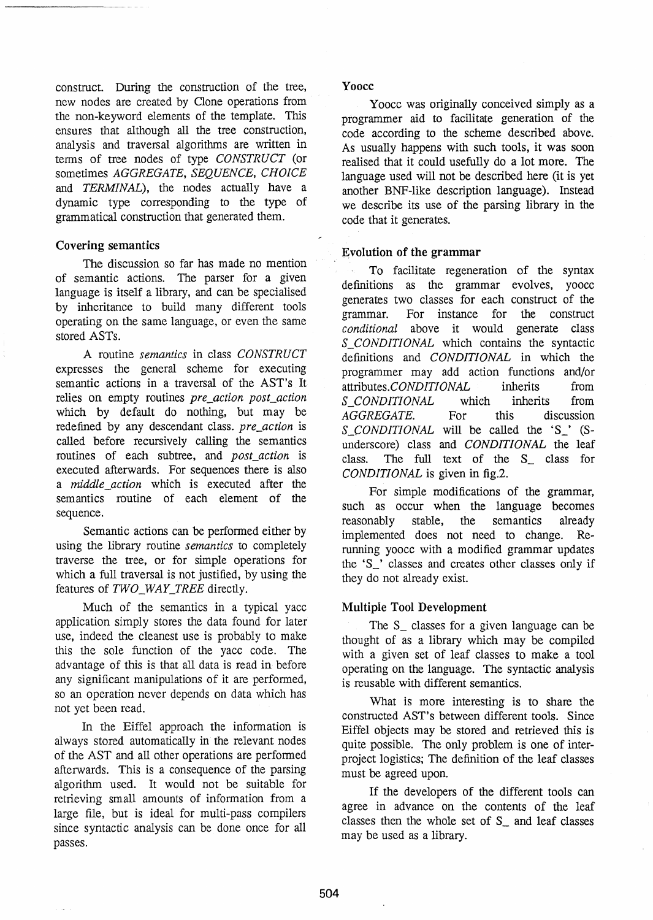construct. During the construction of the tree, new nodes are created by Clone operations from the non-keyword elements of the template. This ensures that although all the tree construction, analysis and traversal algorithms are written in terms of tree nodes of type *CONSTRUCT* (or sometimes *AGGREGATE, SEQUENCE, CHOICE* and *TERMINAL*), the nodes actually have a dynamic type corresponding to the type of grammatical construction that generated them.

### Covering semantics

The discussion so far has made no mention of semantic actions. The parser for a given language is itself a library, and can be specialised by inheritance to build many different tools operating on the same language, or even the same stored ASTs.

A routine *semantics* in class *CONSTRUCT* expresses the general scheme for executing semantic actions in a traversal of the AST's It relies on empty routines *pre_action post_action* which by default do nothing, but may be redefined by any descendant class. *pre_action* is called before recursively calling the semantics routines of each subtree, and *post_action* is executed afterwards. For sequences there is also a *middle_action* which is executed after the semantics routine of each element of the sequence.

Semantic actions can be performed either by using the library routine *semantics* to completely traverse the tree, or for simple operations for which a full traversal is not justified, by using the features of *TWO_WAY_TREE* directly.

Much of the semantics in a typical yacc application simply stores the data found for later use, indeed the cleanest use is probably to make this the sole function of the yacc code. The advantage of this is that all data is read in before any significant manipulations of it are performed, so an operation never depends on data which has not yet been read.

In the Eiffel approach the information is always stored automatically in the relevant nodes of the AST and all other operations are performed afterwards. This is a consequence of the parsing algorithm used. It would not be suitable for retrieving small amounts of information from a large file, but is ideal for multi-pass compilers since syntactic analysis can be done once for all passes.

### Yoocc

Yoocc was originally conceived simply as a programmer aid to facilitate generation of the code according to the scheme described above. As usually happens with such tools, it was soon realised that it could usefully do a lot more. The language used will not be described here (it is yet another BNF-like description language). Instead we describe its use of the parsing library in the code that it generates.

### Evolution of the grammar

To facilitate regeneration of the syntax definitions as the grammar evolves, yoocc generates two classes for each construct of the grammar. For instance for the construct *conditional* above it would generate class *S_CONDITIONAL* which contains the syntactic definitions and *CONDITIONAL* in which the programmer may add action functions and/or attributes.*CONDITIONAL* inherits from *S_CONDITIONAL* which inherits from *AGGREGATE.* For this discussion *S_CONDITIONAL* will be called the 'S_' (S-underscore) class and *CONDITIONAL* the leaf class. The full text of the S_ class for *CONDITIONAL* is given in fig.2.

For simple modifications of the grammar, such as occur when the language becomes reasonably stable, the semantics already implemented does not need to change. Re-running yoocc with a modified grammar updates the 'S_' classes and creates other classes only if they do not already exist.

### Multiple Tool Development

The S_ classes for a given language can be thought of as a library which may be compiled with a given set of leaf classes to make a tool operating on the language. The syntactic analysis is reusable with different semantics.

What is more interesting is to share the constructed AST's between different tools. Since Eiffel objects may be stored and retrieved this is quite possible. The only problem is one of inter-project logistics; The definition of the leaf classes must be agreed upon.

If the developers of the different tools can agree in advance on the contents of the leaf classes then the whole set of S_ and leaf classes may be used as a library.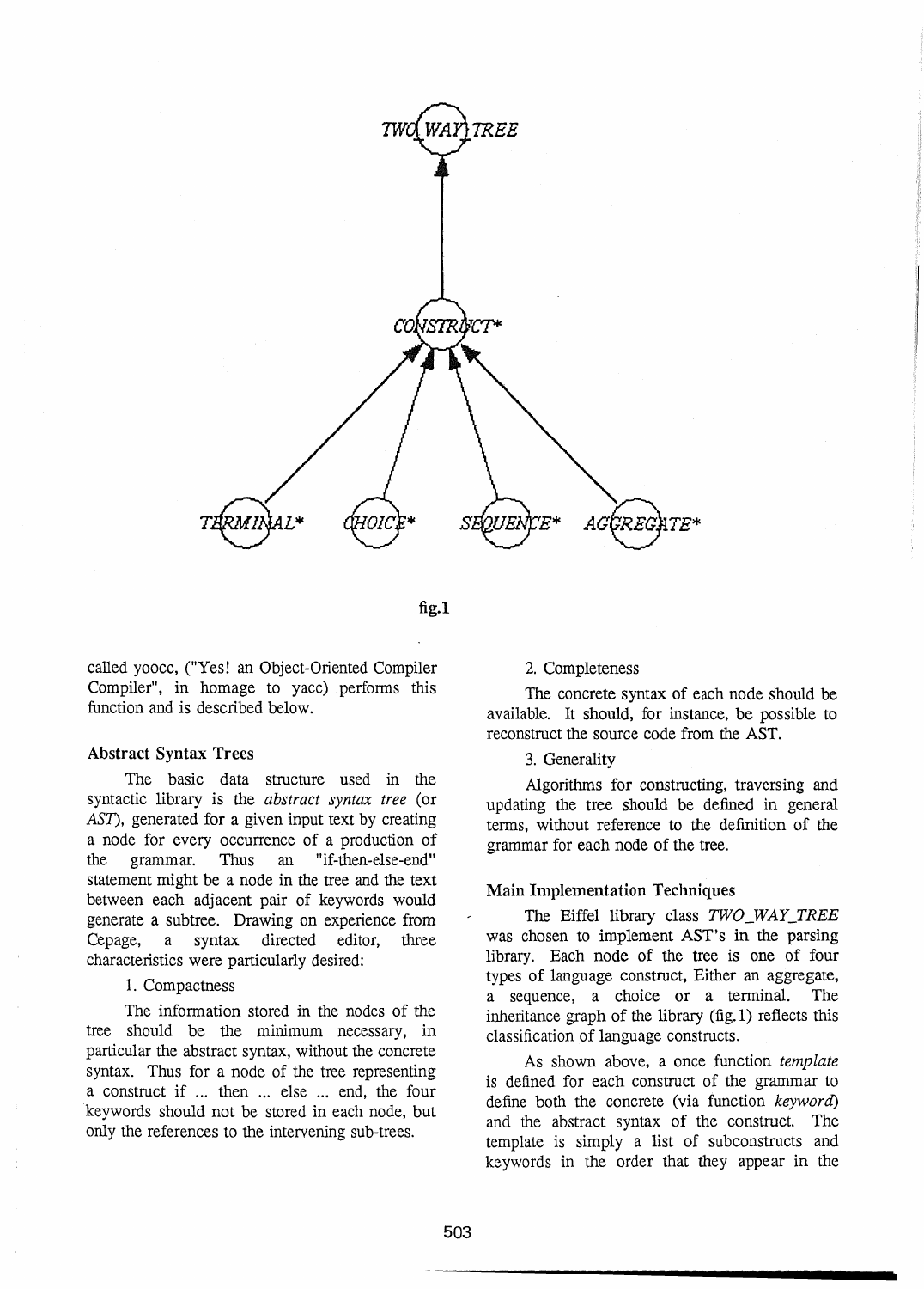fig.1

called yoocc, ("Yes! an Object-Oriented Compiler Compiler", in homage to yacc) performs this function and is described below.

### Abstract Syntax Trees

The basic data structure used in the syntactic library is the *abstract syntax tree* (or *AST*), generated for a given input text by creating a node for every occurrence of a production of the grammar. Thus an "if-then-else-end" statement might be a node in the tree and the text between each adjacent pair of keywords would generate a subtree. Drawing on experience from Cepage, a syntax directed editor, three characteristics were particularly desired:

1. Compactness

The information stored in the nodes of the tree should be the minimum necessary, in particular the abstract syntax, without the concrete syntax. Thus for a node of the tree representing a construct if ... then ... else ... end, the four keywords should not be stored in each node, but only the references to the intervening sub-trees.

2. Completeness

The concrete syntax of each node should be available. It should, for instance, be possible to reconstruct the source code from the AST.

3. Generality

Algorithms for constructing, traversing and updating the tree should be defined in general terms, without reference to the definition of the grammar for each node of the tree.

### Main Implementation Techniques

The Eiffel library class *TWO_WAY_TREE* was chosen to implement AST's in the parsing library. Each node of the tree is one of four types of language construct, Either an aggregate, a sequence, a choice or a terminal. The inheritance graph of the library (fig.1) reflects this classification of language constructs.

As shown above, a once function *template* is defined for each construct of the grammar to define both the concrete (via function *keyword*) and the abstract syntax of the construct. The template is simply a list of subconstructs and keywords in the order that they appear in the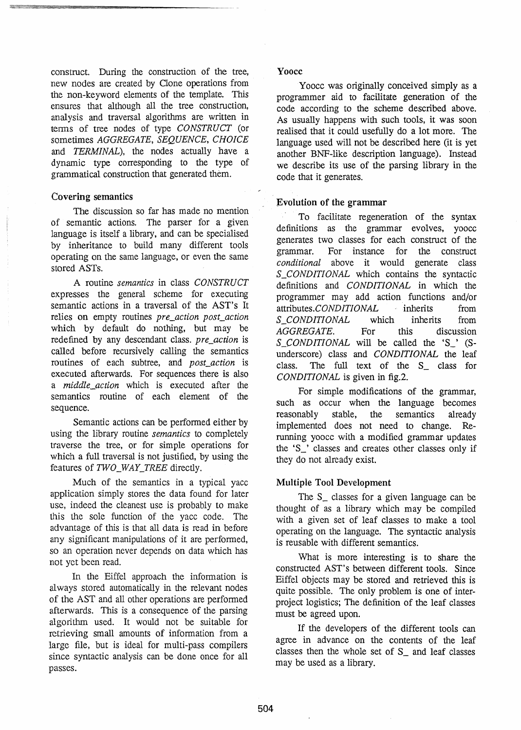construct. During the construction of the tree, new nodes are created by Clone operations from the non-keyword elements of the template. This ensures that although all the tree construction, analysis and traversal algorithms are written in terms of tree nodes of type *CONSTRUCT* (or sometimes *AGGREGATE*, *SEQUENCE*, *CHOICE* and *TERMINAL*), the nodes actually have a dynamic type corresponding to the type of grammatical construction that generated them.

### Covering semantics

The discussion so far has made no mention of semantic actions. The parser for a given language is itself a library, and can be specialised by inheritance to build many different tools operating on the same language, or even the same stored ASTs.

A routine *semantics* in class *CONSTRUCT* expresses the general scheme for executing semantic actions in a traversal of the AST's It relies on empty routines *pre_action post_action* which by default do nothing, but may be redefined by any descendant class. *pre_action* is called before recursively calling the semantics routines of each subtree, and *post_action* is executed afterwards. For sequences there is also a *middle_action* which is executed after the semantics routine of each element of the sequence.

Semantic actions can be performed either by using the library routine *semantics* to completely traverse the tree, or for simple operations for which a full traversal is not justified, by using the features of *TWO_WAY_TREE* directly.

Much of the semantics in a typical yacc application simply stores the data found for later use, indeed the cleanest use is probably to make this the sole function of the yacc code. The advantage of this is that all data is read in before any significant manipulations of it are performed, so an operation never depends on data which has not yet been read.

In the Eiffel approach the information is always stored automatically in the relevant nodes of the AST and all other operations are performed afterwards. This is a consequence of the parsing algorithm used. It would not be suitable for retrieving small amounts of information from a large file, but is ideal for multi-pass compilers since syntactic analysis can be done once for all passes.

### Yoocc

Yoocc was originally conceived simply as a programmer aid to facilitate generation of the code according to the scheme described above. As usually happens with such tools, it was soon realised that it could usefully do a lot more. The language used will not be described here (it is yet another BNF-like description language). Instead we describe its use of the parsing library in the code that it generates.

### Evolution of the grammar

To facilitate regeneration of the syntax definitions as the grammar evolves, yoocc generates two classes for each construct of the grammar. For instance for the construct *conditional* above it would generate class *S_CONDITIONAL* which contains the syntactic definitions and *CONDITIONAL* in which the programmer may add action functions and/or attributes.*CONDITIONAL* inherits from *S_CONDITIONAL* which inherits from *AGGREGATE*. For this discussion *S_CONDITIONAL* will be called the 'S_' (S-underscore) class and *CONDITIONAL* the leaf class. The full text of the S_ class for *CONDITIONAL* is given in fig.2.

For simple modifications of the grammar, such as occur when the language becomes reasonably stable, the semantics already implemented does not need to change. Re-running yoocc with a modified grammar updates the 'S_' classes and creates other classes only if they do not already exist.

### Multiple Tool Development

The S_ classes for a given language can be thought of as a library which may be compiled with a given set of leaf classes to make a tool operating on the language. The syntactic analysis is reusable with different semantics.

What is more interesting is to share the constructed AST's between different tools. Since Eiffel objects may be stored and retrieved this is quite possible. The only problem is one of inter-project logistics; The definition of the leaf classes must be agreed upon.

If the developers of the different tools can agree in advance on the contents of the leaf classes then the whole set of S_ and leaf classes may be used as a library.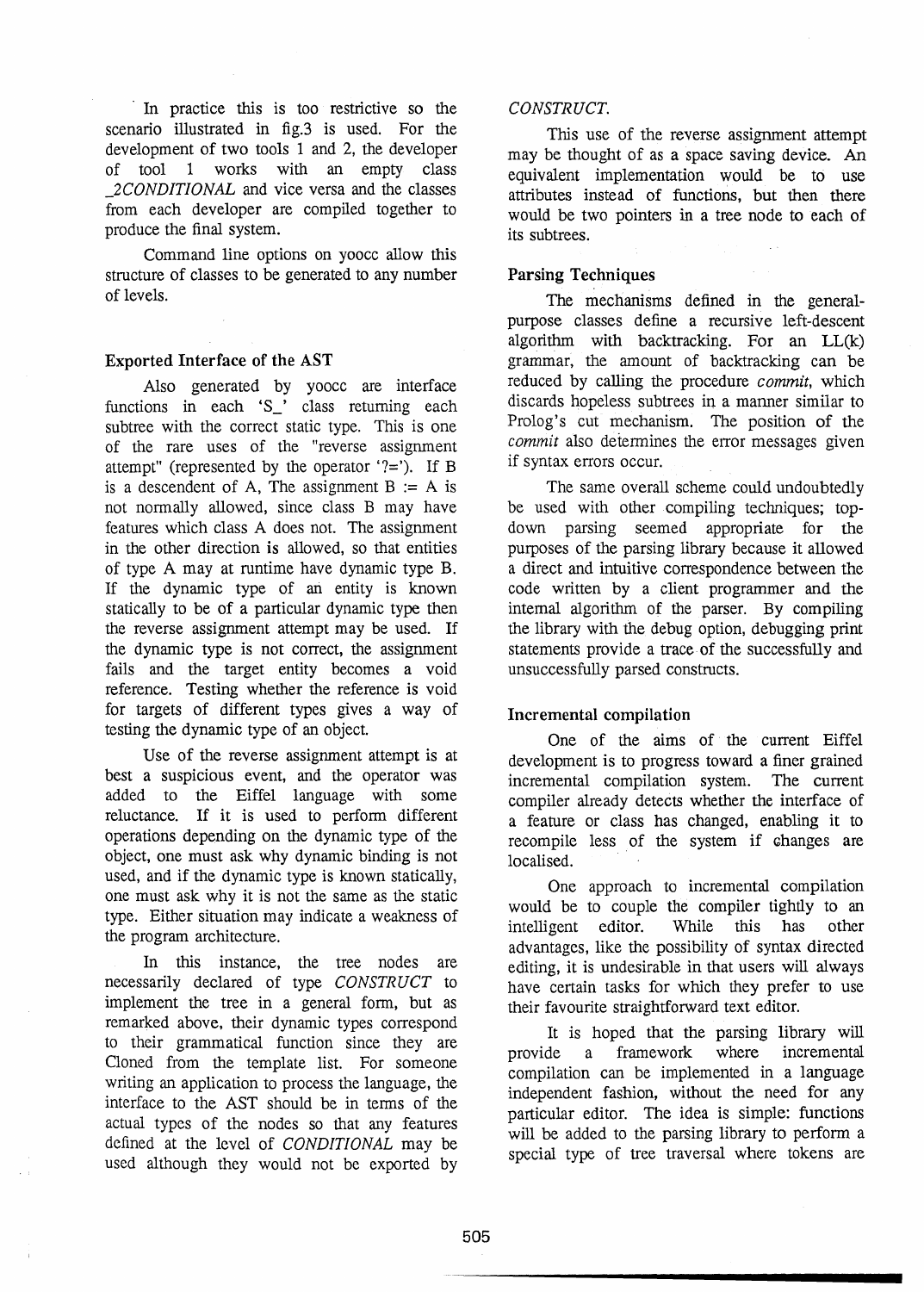In practice this is too restrictive so the scenario illustrated in fig.3 is used. For the development of two tools 1 and 2, the developer of tool 1 works with an empty class *_2CONDITIONAL* and vice versa and the classes from each developer are compiled together to produce the final system.

Command line options on yoocc allow this structure of classes to be generated to any number of levels.

### Exported Interface of the AST

Also generated by yoocc are interface functions in each 'S_' class returning each subtree with the correct static type. This is one of the rare uses of the "reverse assignment attempt" (represented by the operator '?='). If B is a descendent of A, The assignment B := A is not normally allowed, since class B may have features which class A does not. The assignment in the other direction is allowed, so that entities of type A may at runtime have dynamic type B. If the dynamic type of an entity is known statically to be of a particular dynamic type then the reverse assignment attempt may be used. If the dynamic type is not correct, the assignment fails and the target entity becomes a void reference. Testing whether the reference is void for targets of different types gives a way of testing the dynamic type of an object.

Use of the reverse assignment attempt is at best a suspicious event, and the operator was added to the Eiffel language with some reluctance. If it is used to perform different operations depending on the dynamic type of the object, one must ask why dynamic binding is not used, and if the dynamic type is known statically, one must ask why it is not the same as the static type. Either situation may indicate a weakness of the program architecture.

In this instance, the tree nodes are necessarily declared of type *CONSTRUCT* to implement the tree in a general form, but as remarked above, their dynamic types correspond to their grammatical function since they are Cloned from the template list. For someone writing an application to process the language, the interface to the AST should be in terms of the actual types of the nodes so that any features defined at the level of *CONDITIONAL* may be used although they would not be exported by *CONSTRUCT*.

This use of the reverse assignment attempt may be thought of as a space saving device. An equivalent implementation would be to use attributes instead of functions, but then there would be two pointers in a tree node to each of its subtrees.

### Parsing Techniques

The mechanisms defined in the general-purpose classes define a recursive left-descent algorithm with backtracking. For an LL(k) grammar, the amount of backtracking can be reduced by calling the procedure *commit*, which discards hopeless subtrees in a manner similar to Prolog's cut mechanism. The position of the *commit* also determines the error messages given if syntax errors occur.

The same overall scheme could undoubtedly be used with other compiling techniques; top-down parsing seemed appropriate for the purposes of the parsing library because it allowed a direct and intuitive correspondence between the code written by a client programmer and the internal algorithm of the parser. By compiling the library with the debug option, debugging print statements provide a trace of the successfully and unsuccessfully parsed constructs.

### Incremental compilation

One of the aims of the current Eiffel development is to progress toward a finer grained incremental compilation system. The current compiler already detects whether the interface of a feature or class has changed, enabling it to recompile less of the system if changes are localised.

One approach to incremental compilation would be to couple the compiler tightly to an intelligent editor. While this has other advantages, like the possibility of syntax directed editing, it is undesirable in that users will always have certain tasks for which they prefer to use their favourite straightforward text editor.

It is hoped that the parsing library will provide a framework where incremental compilation can be implemented in a language independent fashion, without the need for any particular editor. The idea is simple: functions will be added to the parsing library to perform a special type of tree traversal where tokens are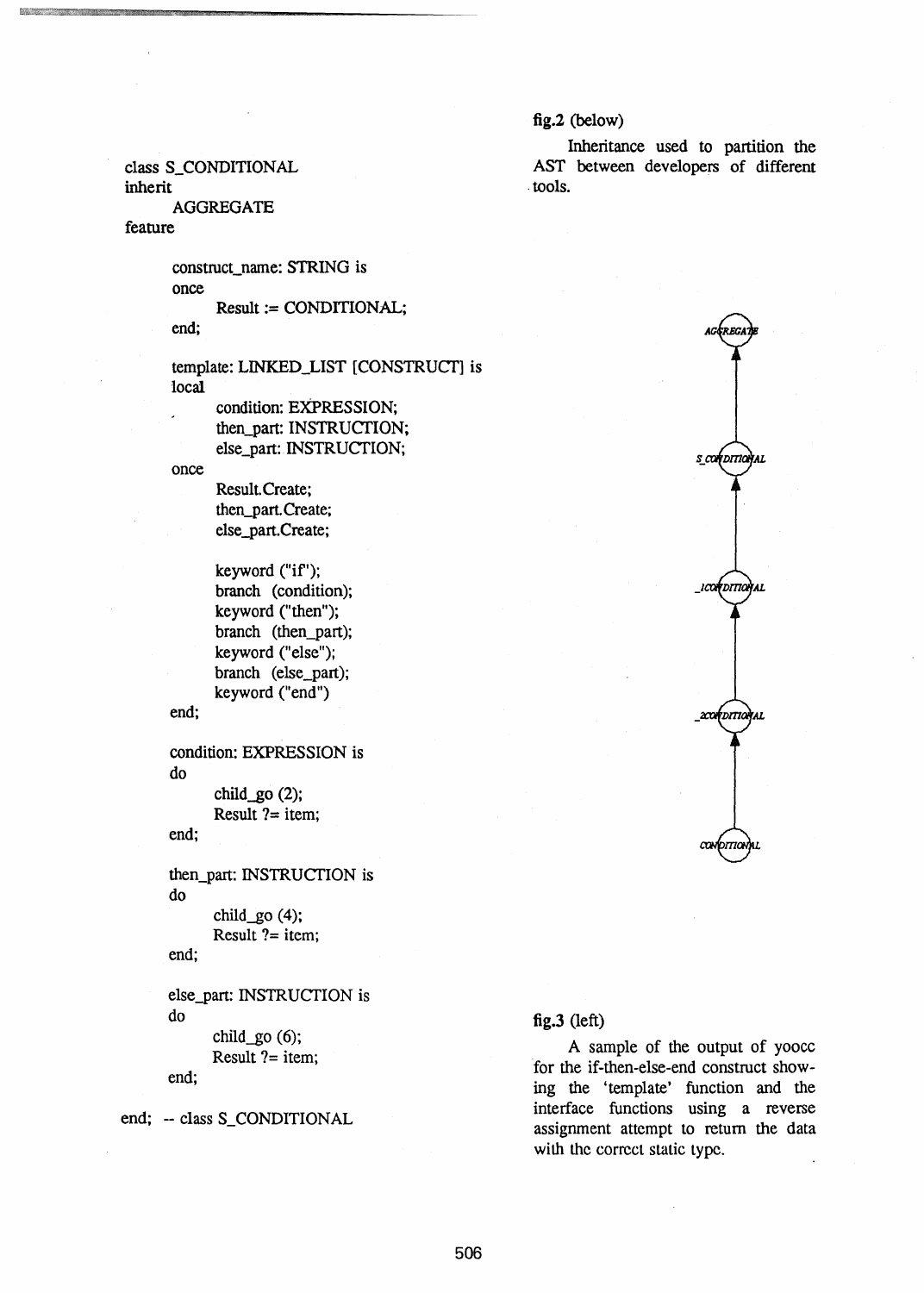fig.2 (below)

Inheritance used to partition the AST between developers of different tools.

AGGREGATE

S_CONDITIONAL

_1CONDITIONAL

_2CONDITIONAL

CONDITIONAL

```
class S_CONDITIONAL
inherit
      AGGREGATE
feature

      construct_name: STRING is
      once
            Result := CONDITIONAL;
      end;

      template: LINKED_LIST [CONSTRUCT] is
      local
            condition: EXPRESSION;
            then_part: INSTRUCTION;
            else_part: INSTRUCTION;
      once
            Result.Create;
            then_part.Create;
            else_part.Create;

            keyword ("if");
            branch  (condition);
            keyword ("then");
            branch  (then_part);
            keyword ("else");
            branch  (else_part);
            keyword ("end")
      end;

      condition: EXPRESSION is
      do
            child_go (2);
            Result ?= item;
      end;

      then_part: INSTRUCTION is
      do
            child_go (4);
            Result ?= item;
      end;

      else_part: INSTRUCTION is
      do
            child_go (6);
            Result ?= item;
      end;

end; -- class S_CONDITIONAL
```

fig.3 (left)

A sample of the output of yoocc for the if-then-else-end construct showing the 'template' function and the interface functions using a reverse assignment attempt to return the data with the correct static type.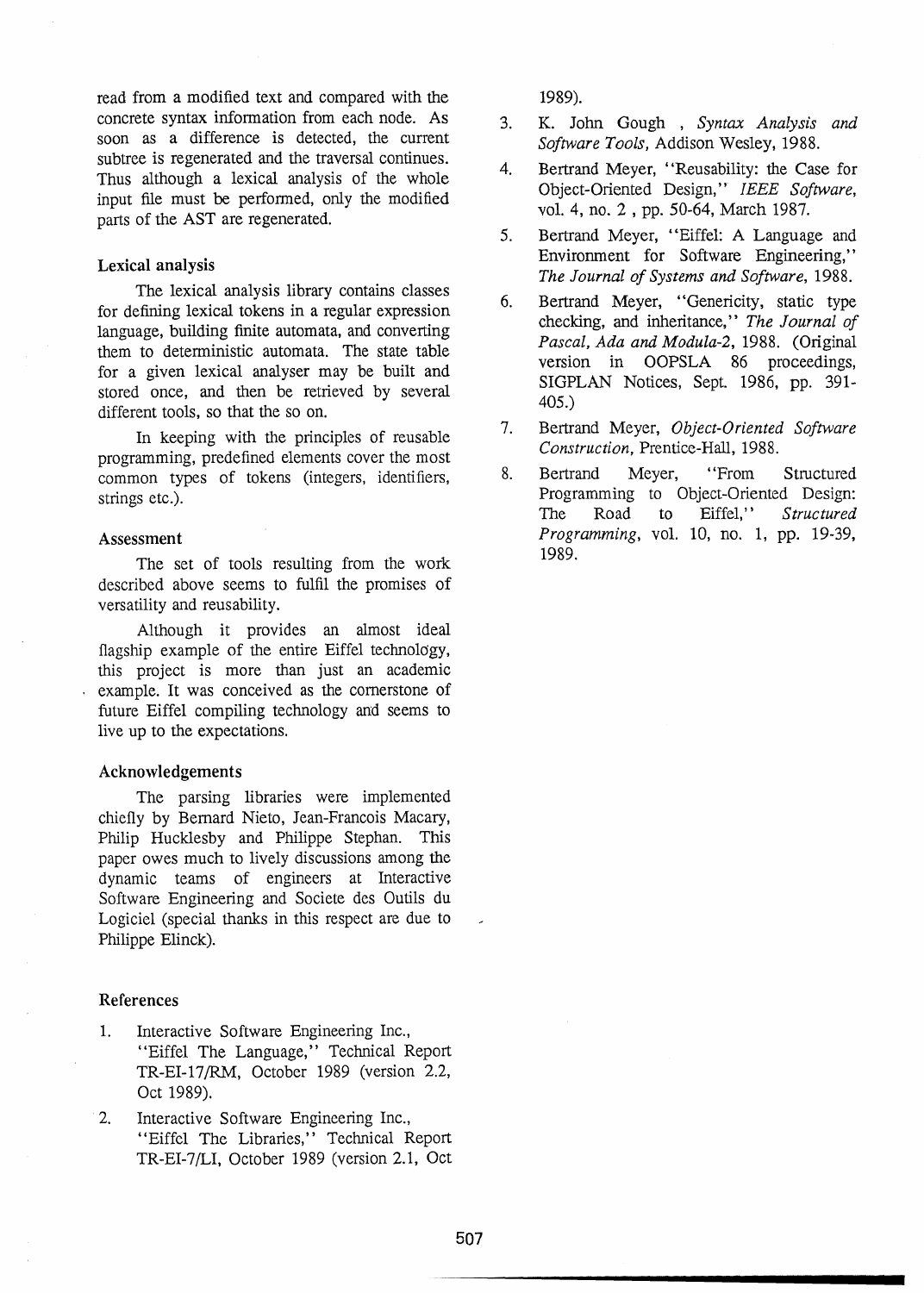read from a modified text and compared with the concrete syntax information from each node. As soon as a difference is detected, the current subtree is regenerated and the traversal continues. Thus although a lexical analysis of the whole input file must be performed, only the modified parts of the AST are regenerated.

### Lexical analysis

The lexical analysis library contains classes for defining lexical tokens in a regular expression language, building finite automata, and converting them to deterministic automata. The state table for a given lexical analyser may be built and stored once, and then be retrieved by several different tools, so that the so on.

In keeping with the principles of reusable programming, predefined elements cover the most common types of tokens (integers, identifiers, strings etc.).

### Assessment

The set of tools resulting from the work described above seems to fulfil the promises of versatility and reusability.

Although it provides an almost ideal flagship example of the entire Eiffel technology, this project is more than just an academic example. It was conceived as the cornerstone of future Eiffel compiling technology and seems to live up to the expectations.

### Acknowledgements

The parsing libraries were implemented chiefly by Bernard Nieto, Jean-Francois Macary, Philip Hucklesby and Philippe Stephan. This paper owes much to lively discussions among the dynamic teams of engineers at Interactive Software Engineering and Societe des Outils du Logiciel (special thanks in this respect are due to Philippe Elinck).

### References

1. Interactive Software Engineering Inc., "Eiffel The Language," Technical Report TR-EI-17/RM, October 1989 (version 2.2, Oct 1989).
2. Interactive Software Engineering Inc., "Eiffel The Libraries," Technical Report TR-EI-7/LI, October 1989 (version 2.1, Oct 1989).
3. K. John Gough , *Syntax Analysis and Software Tools,* Addison Wesley, 1988.
4. Bertrand Meyer, "Reusability: the Case for Object-Oriented Design," *IEEE Software,* vol. 4, no. 2 , pp. 50-64, March 1987.
5. Bertrand Meyer, "Eiffel: A Language and Environment for Software Engineering," *The Journal of Systems and Software,* 1988.
6. Bertrand Meyer, "Genericity, static type checking, and inheritance," *The Journal of Pascal, Ada and Modula-2,* 1988. (Original version in OOPSLA 86 proceedings, SIGPLAN Notices, Sept. 1986, pp. 391-405.)
7. Bertrand Meyer, *Object-Oriented Software Construction,* Prentice-Hall, 1988.
8. Bertrand Meyer, "From Structured Programming to Object-Oriented Design: The Road to Eiffel," *Structured Programming,* vol. 10, no. 1, pp. 19-39, 1989.